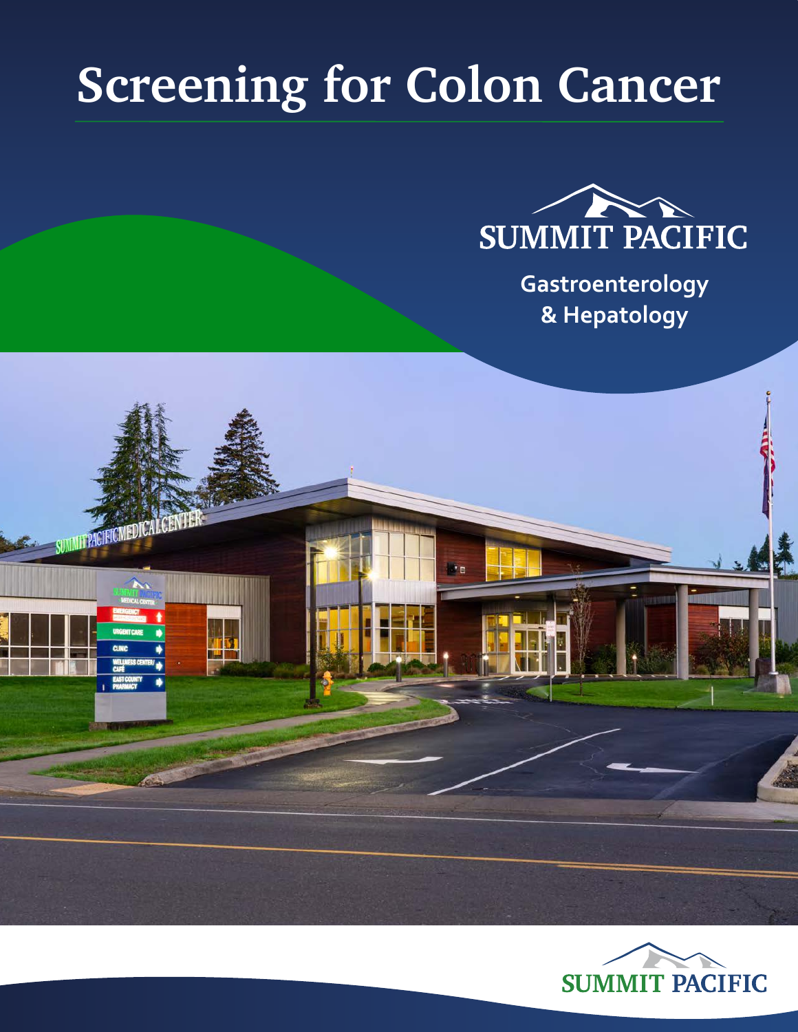# Screening for Colon Cancer

SUMMIT PACIFIC

Gastroenterology
& Hepatology

SUMMIT PACIFIC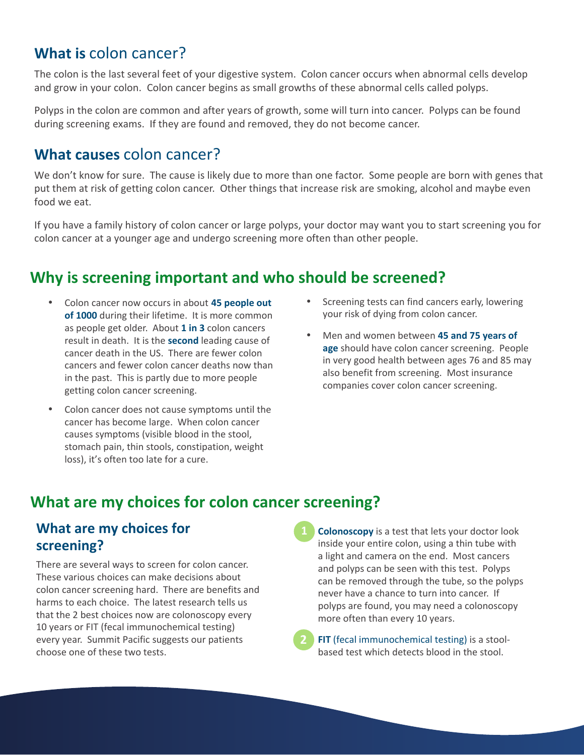## **What is** colon cancer?

The colon is the last several feet of your digestive system. Colon cancer occurs when abnormal cells develop and grow in your colon. Colon cancer begins as small growths of these abnormal cells called polyps.

Polyps in the colon are common and after years of growth, some will turn into cancer. Polyps can be found during screening exams. If they are found and removed, they do not become cancer.

## **What causes** colon cancer?

We don't know for sure. The cause is likely due to more than one factor. Some people are born with genes that put them at risk of getting colon cancer. Other things that increase risk are smoking, alcohol and maybe even food we eat.

If you have a family history of colon cancer or large polyps, your doctor may want you to start screening you for colon cancer at a younger age and undergo screening more often than other people.

## Why is screening important and who should be screened?

- Colon cancer now occurs in about **45 people out of 1000** during their lifetime. It is more common as people get older. About **1 in 3** colon cancers result in death. It is the **second** leading cause of cancer death in the US. There are fewer colon cancers and fewer colon cancer deaths now than in the past. This is partly due to more people getting colon cancer screening.
- Colon cancer does not cause symptoms until the cancer has become large. When colon cancer causes symptoms (visible blood in the stool, stomach pain, thin stools, constipation, weight loss), it's often too late for a cure.
- Screening tests can find cancers early, lowering your risk of dying from colon cancer.
- Men and women between **45 and 75 years of age** should have colon cancer screening. People in very good health between ages 76 and 85 may also benefit from screening. Most insurance companies cover colon cancer screening.

## What are my choices for colon cancer screening?

### What are my choices for screening?

There are several ways to screen for colon cancer. These various choices can make decisions about colon cancer screening hard. There are benefits and harms to each choice. The latest research tells us that the 2 best choices now are colonoscopy every 10 years or FIT (fecal immunochemical testing) every year. Summit Pacific suggests our patients choose one of these two tests.

1. **Colonoscopy** is a test that lets your doctor look inside your entire colon, using a thin tube with a light and camera on the end. Most cancers and polyps can be seen with this test. Polyps can be removed through the tube, so the polyps never have a chance to turn into cancer. If polyps are found, you may need a colonoscopy more often than every 10 years.
2. **FIT** (fecal immunochemical testing) is a stool-based test which detects blood in the stool.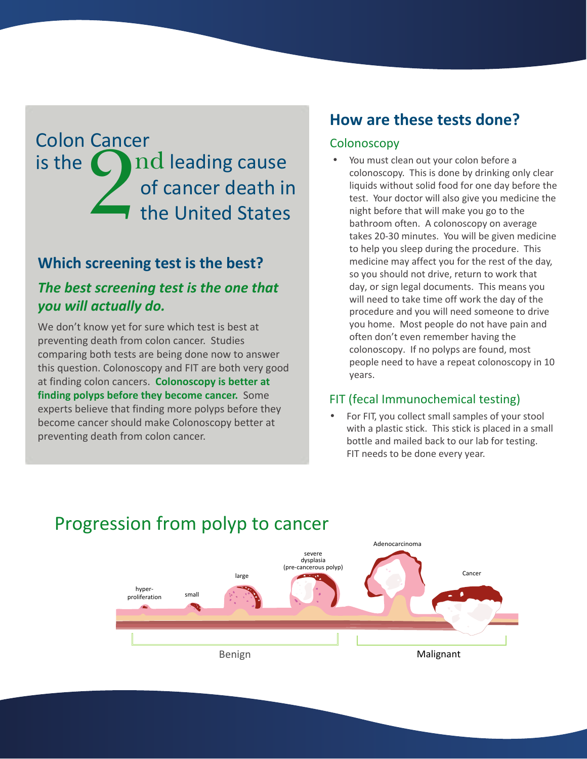# Colon Cancer is the 2nd leading cause of cancer death in the United States

## Which screening test is the best?

### *The best screening test is the one that you will actually do.*

We don't know yet for sure which test is best at preventing death from colon cancer. Studies comparing both tests are being done now to answer this question. Colonoscopy and FIT are both very good at finding colon cancers. **Colonoscopy is better at finding polyps before they become cancer.** Some experts believe that finding more polyps before they become cancer should make Colonoscopy better at preventing death from colon cancer.

## How are these tests done?

### Colonoscopy

- You must clean out your colon before a colonoscopy. This is done by drinking only clear liquids without solid food for one day before the test. Your doctor will also give you medicine the night before that will make you go to the bathroom often. A colonoscopy on average takes 20-30 minutes. You will be given medicine to help you sleep during the procedure. This medicine may affect you for the rest of the day, so you should not drive, return to work that day, or sign legal documents. This means you will need to take time off work the day of the procedure and you will need someone to drive you home. Most people do not have pain and often don't even remember having the colonoscopy. If no polyps are found, most people need to have a repeat colonoscopy in 10 years.

### FIT (fecal Immunochemical testing)

- For FIT, you collect small samples of your stool with a plastic stick. This stick is placed in a small bottle and mailed back to our lab for testing. FIT needs to be done every year.

## Progression from polyp to cancer

hyper-proliferation

small

large

severe dysplasia (pre-cancerous polyp)

Adenocarcinoma

Cancer

Benign

Malignant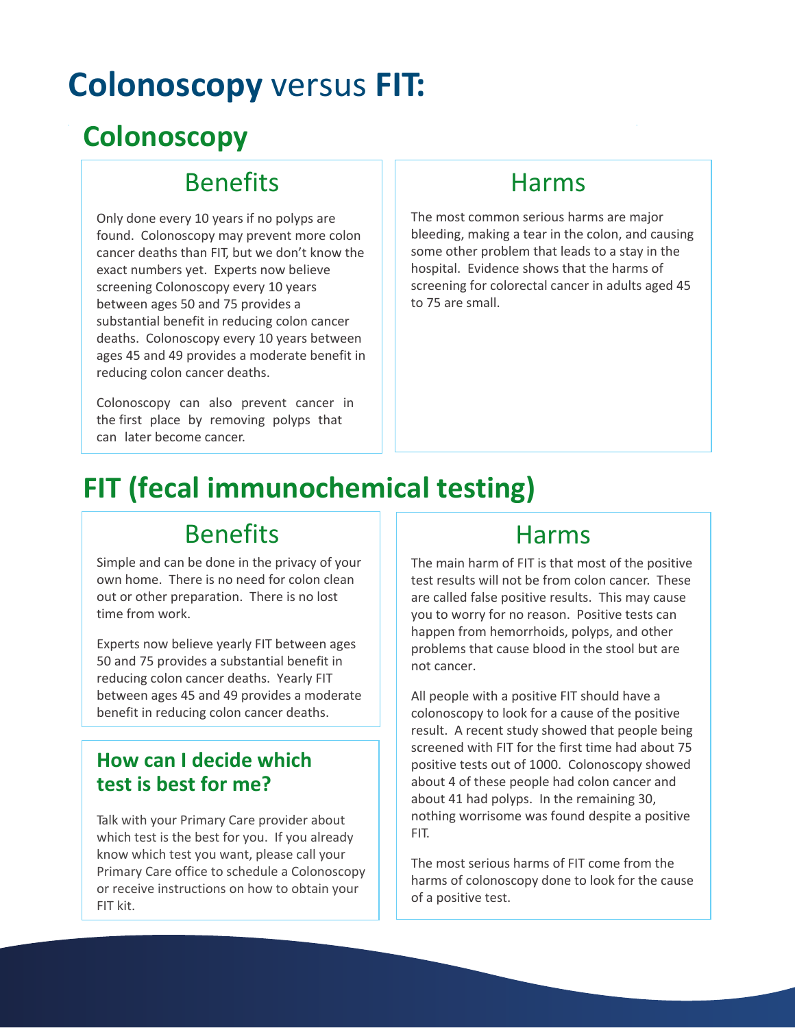# **Colonoscopy** versus **FIT:**

## Colonoscopy

### Benefits

Only done every 10 years if no polyps are found. Colonoscopy may prevent more colon cancer deaths than FIT, but we don't know the exact numbers yet. Experts now believe screening Colonoscopy every 10 years between ages 50 and 75 provides a substantial benefit in reducing colon cancer deaths. Colonoscopy every 10 years between ages 45 and 49 provides a moderate benefit in reducing colon cancer deaths.

Colonoscopy can also prevent cancer in the first place by removing polyps that can later become cancer.

### Harms

The most common serious harms are major bleeding, making a tear in the colon, and causing some other problem that leads to a stay in the hospital. Evidence shows that the harms of screening for colorectal cancer in adults aged 45 to 75 are small.

## FIT (fecal immunochemical testing)

### Benefits

Simple and can be done in the privacy of your own home. There is no need for colon clean out or other preparation. There is no lost time from work.

Experts now believe yearly FIT between ages 50 and 75 provides a substantial benefit in reducing colon cancer deaths. Yearly FIT between ages 45 and 49 provides a moderate benefit in reducing colon cancer deaths.

### Harms

The main harm of FIT is that most of the positive test results will not be from colon cancer. These are called false positive results. This may cause you to worry for no reason. Positive tests can happen from hemorrhoids, polyps, and other problems that cause blood in the stool but are not cancer.

All people with a positive FIT should have a colonoscopy to look for a cause of the positive result. A recent study showed that people being screened with FIT for the first time had about 75 positive tests out of 1000. Colonoscopy showed about 4 of these people had colon cancer and about 41 had polyps. In the remaining 30, nothing worrisome was found despite a positive FIT.

The most serious harms of FIT come from the harms of colonoscopy done to look for the cause of a positive test.

### How can I decide which test is best for me?

Talk with your Primary Care provider about which test is the best for you. If you already know which test you want, please call your Primary Care office to schedule a Colonoscopy or receive instructions on how to obtain your FIT kit.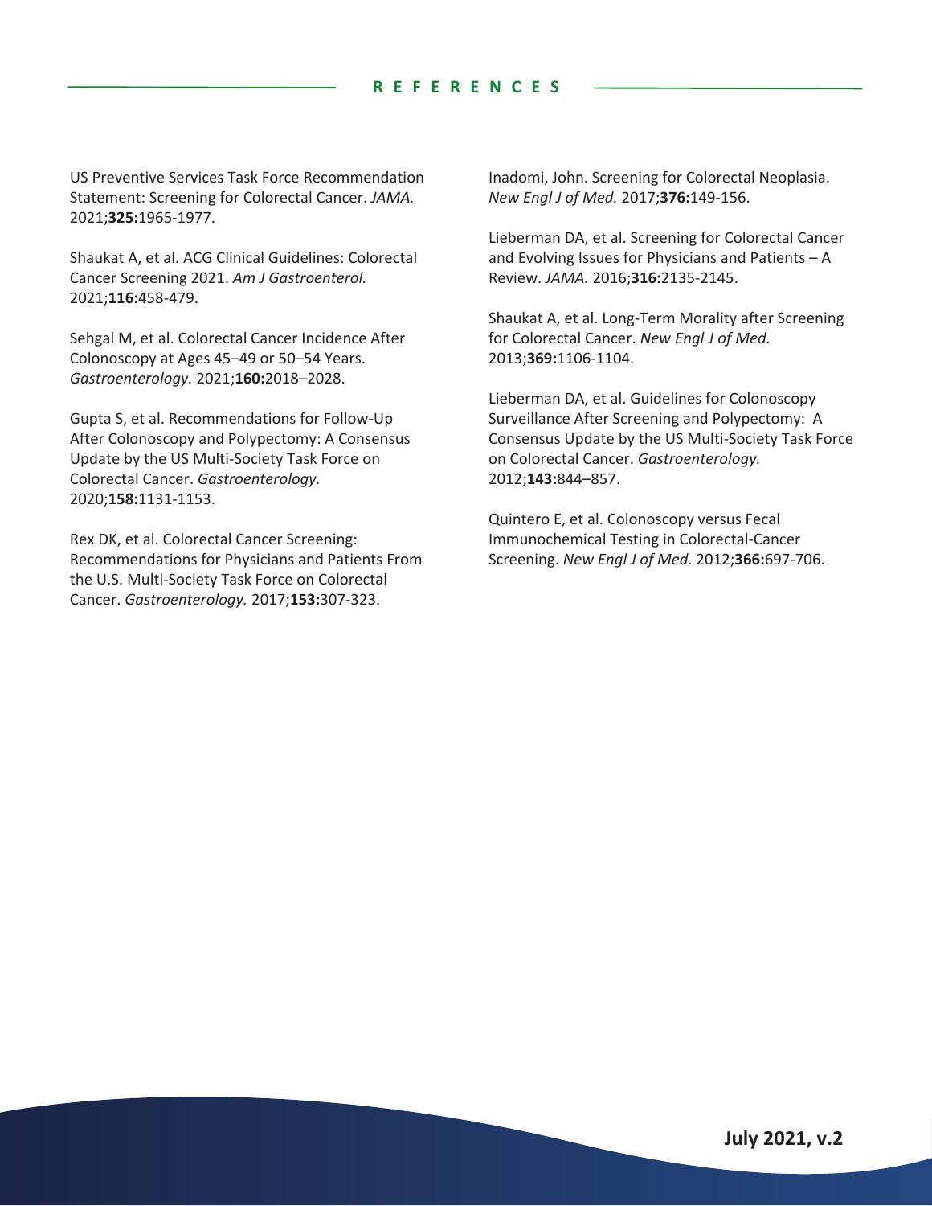## REFERENCES

US Preventive Services Task Force Recommendation Statement: Screening for Colorectal Cancer. *JAMA.* 2021;**325:**1965-1977.

Shaukat A, et al. ACG Clinical Guidelines: Colorectal Cancer Screening 2021. *Am J Gastroenterol.* 2021;**116:**458-479.

Sehgal M, et al. Colorectal Cancer Incidence After Colonoscopy at Ages 45–49 or 50–54 Years. *Gastroenterology.* 2021;**160:**2018–2028.

Gupta S, et al. Recommendations for Follow-Up After Colonoscopy and Polypectomy: A Consensus Update by the US Multi-Society Task Force on Colorectal Cancer. *Gastroenterology.* 2020;**158:**1131-1153.

Rex DK, et al. Colorectal Cancer Screening: Recommendations for Physicians and Patients From the U.S. Multi-Society Task Force on Colorectal Cancer. *Gastroenterology.* 2017;**153:**307-323.

Inadomi, John. Screening for Colorectal Neoplasia. *New Engl J of Med.* 2017;**376:**149-156.

Lieberman DA, et al. Screening for Colorectal Cancer and Evolving Issues for Physicians and Patients – A Review. *JAMA.* 2016;**316:**2135-2145.

Shaukat A, et al. Long-Term Morality after Screening for Colorectal Cancer. *New Engl J of Med.* 2013;**369:**1106-1104.

Lieberman DA, et al. Guidelines for Colonoscopy Surveillance After Screening and Polypectomy: A Consensus Update by the US Multi-Society Task Force on Colorectal Cancer. *Gastroenterology.* 2012;**143:**844–857.

Quintero E, et al. Colonoscopy versus Fecal Immunochemical Testing in Colorectal-Cancer Screening. *New Engl J of Med.* 2012;**366:**697-706.

**July 2021, v.2**